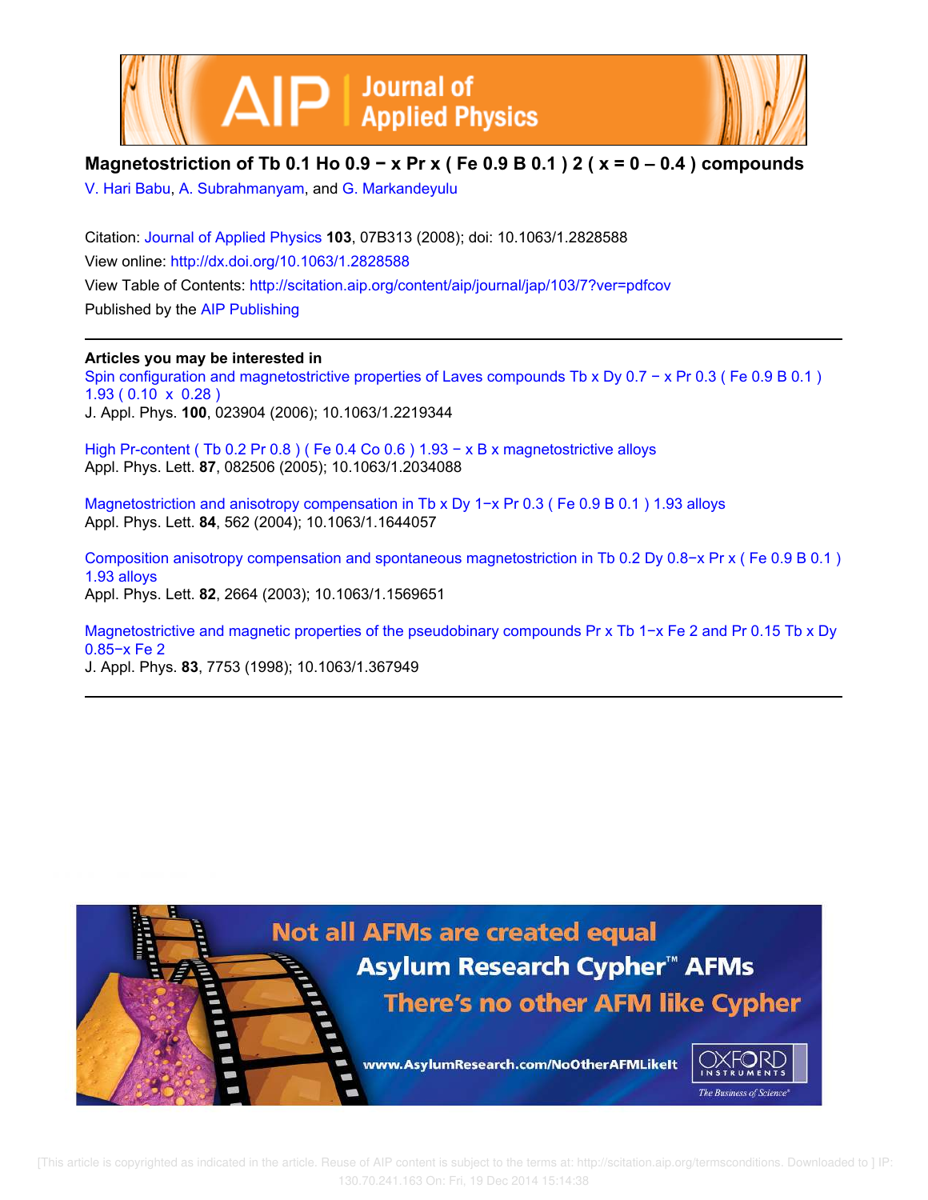# Magnetostriction of $Tb_{0.1}Ho_{0.9-x}Pr_x(Fe_{0.9}B_{0.1})_2$ ($x = 0 – 0.4$) compounds

V. Hari Babu, A. Subrahmanyam, and G. Markandeyulu

Citation: Journal of Applied Physics **103**, 07B313 (2008); doi: 10.1063/1.2828588

View online: http://dx.doi.org/10.1063/1.2828588

View Table of Contents: http://scitation.aip.org/content/aip/journal/jap/103/7?ver=pdfcov

Published by the AIP Publishing

---

**Articles you may be interested in**

Spin configuration and magnetostrictive properties of Laves compounds $Tb_xDy_{0.7-x}Pr_{0.3}(Fe_{0.9}B_{0.1})_{1.93}$ ($0.10 \leq x \leq 0.28$)
J. Appl. Phys. **100**, 023904 (2006); 10.1063/1.2219344

High Pr-content $(Tb_{0.2}Pr_{0.8})(Fe_{0.4}Co_{0.6})_{1.93-x}B_x$ magnetostrictive alloys
Appl. Phys. Lett. **87**, 082506 (2005); 10.1063/1.2034088

Magnetostriction and anisotropy compensation in $Tb_xDy_{1-x}Pr_{0.3}(Fe_{0.9}B_{0.1})_{1.93}$ alloys
Appl. Phys. Lett. **84**, 562 (2004); 10.1063/1.1644057

Composition anisotropy compensation and spontaneous magnetostriction in $Tb_{0.2}Dy_{0.8-x}Pr_x(Fe_{0.9}B_{0.1})_{1.93}$ alloys
Appl. Phys. Lett. **82**, 2664 (2003); 10.1063/1.1569651

Magnetostrictive and magnetic properties of the pseudobinary compounds $Pr_xTb_{1-x}Fe_2$ and $Pr_{0.15}Tb_xDy_{0.85-x}Fe_2$
J. Appl. Phys. **83**, 7753 (1998); 10.1063/1.367949

---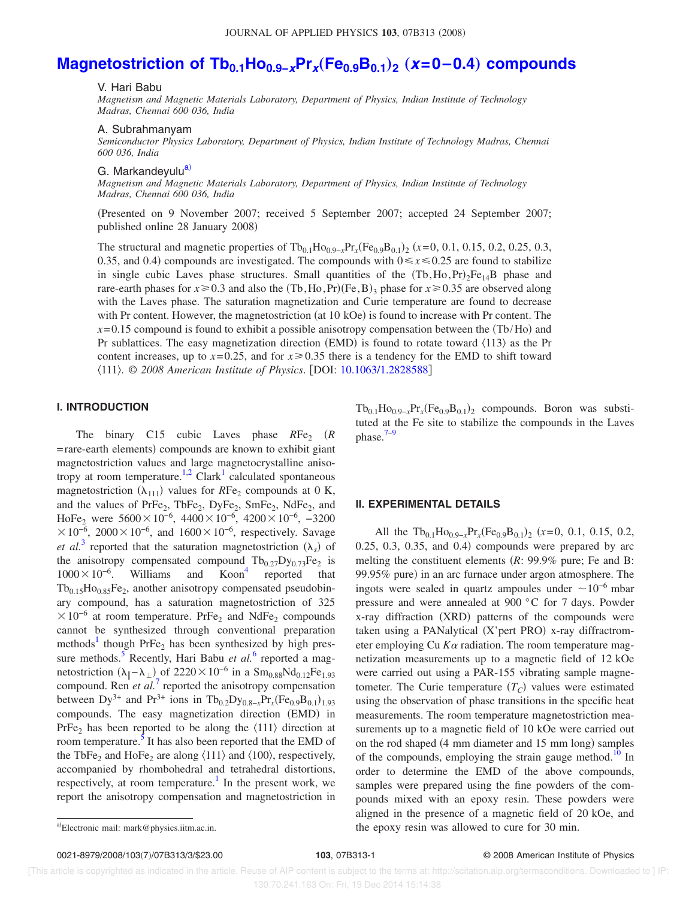# Magnetostriction of $Tb_{0.1}Ho_{0.9-x}Pr_x(Fe_{0.9}B_{0.1})_2$ ($x$=0–0.4) compounds

V. Hari Babu

*Magnetism and Magnetic Materials Laboratory, Department of Physics, Indian Institute of Technology Madras, Chennai 600 036, India*

A. Subrahmanyam

*Semiconductor Physics Laboratory, Department of Physics, Indian Institute of Technology Madras, Chennai 600 036, India*

G. Markandeyulu[a]

*Magnetism and Magnetic Materials Laboratory, Department of Physics, Indian Institute of Technology Madras, Chennai 600 036, India*

(Presented on 9 November 2007; received 5 September 2007; accepted 24 September 2007; published online 28 January 2008)

The structural and magnetic properties of $Tb_{0.1}Ho_{0.9-x}Pr_x(Fe_{0.9}B_{0.1})_2$ ($x$=0, 0.1, 0.15, 0.2, 0.25, 0.3, 0.35, and 0.4) compounds are investigated. The compounds with $0 \leqslant x \leqslant 0.25$ are found to stabilize in single cubic Laves phase structures. Small quantities of the $(Tb,Ho,Pr)_2Fe_{14}B$ phase and rare-earth phases for $x \geqslant 0.3$ and also the $(Tb,Ho,Pr)(Fe,B)_3$ phase for $x \geqslant 0.35$ are observed along with the Laves phase. The saturation magnetization and Curie temperature are found to decrease with Pr content. However, the magnetostriction (at 10 kOe) is found to increase with Pr content. The $x$=0.15 compound is found to exhibit a possible anisotropy compensation between the (Tb/Ho) and Pr sublattices. The easy magnetization direction (EMD) is found to rotate toward ⟨113⟩ as the Pr content increases, up to $x$=0.25, and for $x \geqslant 0.35$ there is a tendency for the EMD to shift toward ⟨111⟩. *© 2008 American Institute of Physics*. [DOI: 10.1063/1.2828588]

## I. INTRODUCTION

The binary C15 cubic Laves phase $RFe_2$ ($R$ = rare-earth elements) compounds are known to exhibit giant magnetostriction values and large magnetocrystalline anisotropy at room temperature.[1,2] Clark[1] calculated spontaneous magnetostriction ($\lambda_{111}$) values for $RFe_2$ compounds at 0 K, and the values of $PrFe_2$, $TbFe_2$, $DyFe_2$, $SmFe_2$, $NdFe_2$, and $HoFe_2$ were $5600 \times 10^{-6}$, $4400 \times 10^{-6}$, $4200 \times 10^{-6}$, $-3200 \times 10^{-6}$, $2000 \times 10^{-6}$, and $1600 \times 10^{-6}$, respectively. Savage *et al.*[3] reported that the saturation magnetostriction ($\lambda_s$) of the anisotropy compensated compound $Tb_{0.27}Dy_{0.73}Fe_2$ is $1000 \times 10^{-6}$. Williams and Koon[4] reported that $Tb_{0.15}Ho_{0.85}Fe_2$, another anisotropy compensated pseudobinary compound, has a saturation magnetostriction of $325 \times 10^{-6}$ at room temperature. $PrFe_2$ and $NdFe_2$ compounds cannot be synthesized through conventional preparation methods[1] though $PrFe_2$ has been synthesized by high pressure methods.[5] Recently, Hari Babu *et al.*[6] reported a magnetostriction ($\lambda_\parallel - \lambda_\perp$) of $2220 \times 10^{-6}$ in a $Sm_{0.88}Nd_{0.12}Fe_{1.93}$ compound. Ren *et al.*[7] reported the anisotropy compensation between $Dy^{3+}$ and $Pr^{3+}$ ions in $Tb_{0.2}Dy_{0.8-x}Pr_x(Fe_{0.9}B_{0.1})_{1.93}$ compounds. The easy magnetization direction (EMD) in $PrFe_2$ has been reported to be along the ⟨111⟩ direction at room temperature.[5] It has also been reported that the EMD of the $TbFe_2$ and $HoFe_2$ are along ⟨111⟩ and ⟨100⟩, respectively, accompanied by rhombohedral and tetrahedral distortions, respectively, at room temperature.[1] In the present work, we report the anisotropy compensation and magnetostriction in $Tb_{0.1}Ho_{0.9-x}Pr_x(Fe_{0.9}B_{0.1})_2$ compounds. Boron was substituted at the Fe site to stabilize the compounds in the Laves phase.[7–9]

## II. EXPERIMENTAL DETAILS

All the $Tb_{0.1}Ho_{0.9-x}Pr_x(Fe_{0.9}B_{0.1})_2$ ($x$=0, 0.1, 0.15, 0.2, 0.25, 0.3, 0.35, and 0.4) compounds were prepared by arc melting the constituent elements ($R$: 99.9% pure; Fe and B: 99.95% pure) in an arc furnace under argon atmosphere. The ingots were sealed in quartz ampoules under $\sim 10^{-6}$ mbar pressure and were annealed at 900 °C for 7 days. Powder x-ray diffraction (XRD) patterns of the compounds were taken using a PANalytical (X'pert PRO) x-ray diffractrometer employing Cu $K\alpha$ radiation. The room temperature magnetization measurements up to a magnetic field of 12 kOe were carried out using a PAR-155 vibrating sample magnetometer. The Curie temperature ($T_C$) values were estimated using the observation of phase transitions in the specific heat measurements. The room temperature magnetostriction measurements up to a magnetic field of 10 kOe were carried out on the rod shaped (4 mm diameter and 15 mm long) samples of the compounds, employing the strain gauge method.[10] In order to determine the EMD of the above compounds, samples were prepared using the fine powders of the compounds mixed with an epoxy resin. These powders were aligned in the presence of a magnetic field of 20 kOe, and the epoxy resin was allowed to cure for 30 min.

[a]Electronic mail: mark@physics.iitm.ac.in.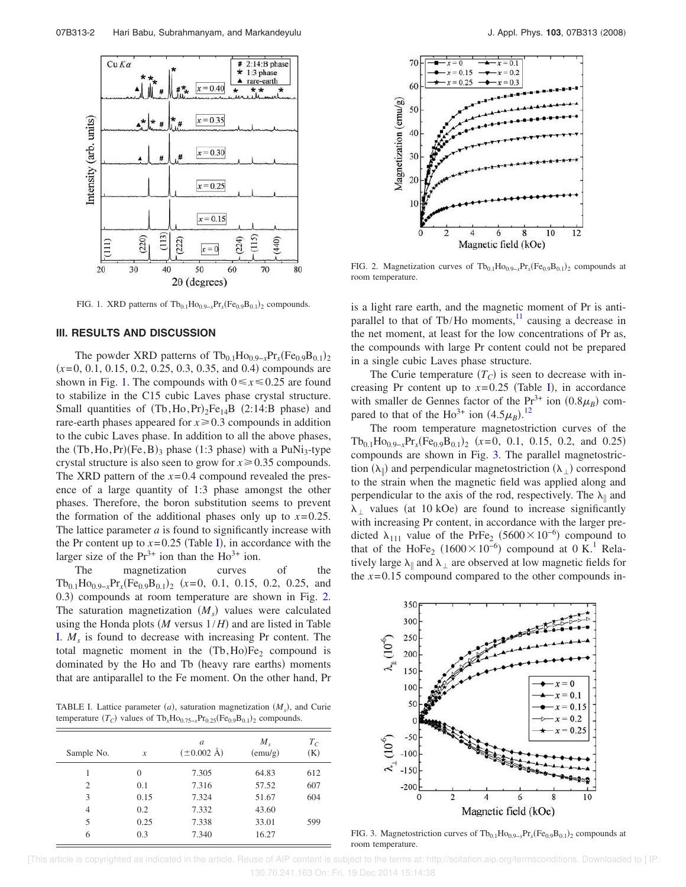FIG. 1. XRD patterns of $Tb_{0.1}Ho_{0.9-x}Pr_x(Fe_{0.9}B_{0.1})_2$ compounds.

### III. RESULTS AND DISCUSSION

The powder XRD patterns of $Tb_{0.1}Ho_{0.9-x}Pr_x(Fe_{0.9}B_{0.1})_2$ ($x$=0, 0.1, 0.15, 0.2, 0.25, 0.3, 0.35, and 0.4) compounds are shown in Fig. 1. The compounds with $0 \leq x \leq 0.25$ are found to stabilize in the C15 cubic Laves phase crystal structure. Small quantities of $(Tb,Ho,Pr)_2Fe_{14}B$ (2:14:B phase) and rare-earth phases appeared for $x \geq 0.3$ compounds in addition to the cubic Laves phase. In addition to all the above phases, the $(Tb,Ho,Pr)(Fe,B)_3$ phase (1:3 phase) with a $PuNi_3$-type crystal structure is also seen to grow for $x \geq 0.35$ compounds. The XRD pattern of the $x$=0.4 compound revealed the presence of a large quantity of 1:3 phase amongst the other phases. Therefore, the boron substitution seems to prevent the formation of the additional phases only up to $x$=0.25. The lattice parameter $a$ is found to significantly increase with the Pr content up to $x$=0.25 (Table I), in accordance with the larger size of the $Pr^{3+}$ ion than the $Ho^{3+}$ ion.

The magnetization curves of the $Tb_{0.1}Ho_{0.9-x}Pr_x(Fe_{0.9}B_{0.1})_2$ ($x$=0, 0.1, 0.15, 0.2, 0.25, and 0.3) compounds at room temperature are shown in Fig. 2. The saturation magnetization ($M_s$) values were calculated using the Honda plots ($M$ versus $1/H$) and are listed in Table I. $M_s$ is found to decrease with increasing Pr content. The total magnetic moment in the $(Tb,Ho)Fe_2$ compound is dominated by the Ho and Tb (heavy rare earths) moments that are antiparallel to the Fe moment. On the other hand, Pr is a light rare earth, and the magnetic moment of Pr is antiparallel to that of Tb/Ho moments,[11] causing a decrease in the net moment, at least for the low concentrations of Pr as, the compounds with large Pr content could not be prepared in a single cubic Laves phase structure.

TABLE I. Lattice parameter ($a$), saturation magnetization ($M_s$), and Curie temperature ($T_C$) values of $Tb_xHo_{0.75-x}Pr_{0.25}(Fe_{0.9}B_{0.1})_2$ compounds.

| Sample No. | $x$ | $a$ ($\pm$0.002 Å) | $M_s$ (emu/g) | $T_C$ (K) |
|---|---|---|---|---|
| 1 | 0 | 7.305 | 64.83 | 612 |
| 2 | 0.1 | 7.316 | 57.52 | 607 |
| 3 | 0.15 | 7.324 | 51.67 | 604 |
| 4 | 0.2 | 7.332 | 43.60 | |
| 5 | 0.25 | 7.338 | 33.01 | 599 |
| 6 | 0.3 | 7.340 | 16.27 | |

FIG. 2. Magnetization curves of $Tb_{0.1}Ho_{0.9-x}Pr_x(Fe_{0.9}B_{0.1})_2$ compounds at room temperature.

The Curie temperature ($T_C$) is seen to decrease with increasing Pr content up to $x$=0.25 (Table I), in accordance with smaller de Gennes factor of the $Pr^{3+}$ ion ($0.8\mu_B$) compared to that of the $Ho^{3+}$ ion ($4.5\mu_B$).[12]

The room temperature magnetostriction curves of the $Tb_{0.1}Ho_{0.9-x}Pr_x(Fe_{0.9}B_{0.1})_2$ ($x$=0, 0.1, 0.15, 0.2, and 0.25) compounds are shown in Fig. 3. The parallel magnetostriction ($\lambda_{\parallel}$) and perpendicular magnetostriction ($\lambda_{\perp}$) correspond to the strain when the magnetic field was applied along and perpendicular to the axis of the rod, respectively. The $\lambda_{\parallel}$ and $\lambda_{\perp}$ values (at 10 kOe) are found to increase significantly with increasing Pr content, in accordance with the larger predicted $\lambda_{111}$ value of the $PrFe_2$ ($5600 \times 10^{-6}$) compound to that of the $HoFe_2$ ($1600 \times 10^{-6}$) compound at 0 K.[1] Relatively large $\lambda_{\parallel}$ and $\lambda_{\perp}$ are observed at low magnetic fields for the $x$=0.15 compound compared to the other compounds in-

FIG. 3. Magnetostriction curves of $Tb_{0.1}Ho_{0.9-x}Pr_x(Fe_{0.9}B_{0.1})_2$ compounds at room temperature.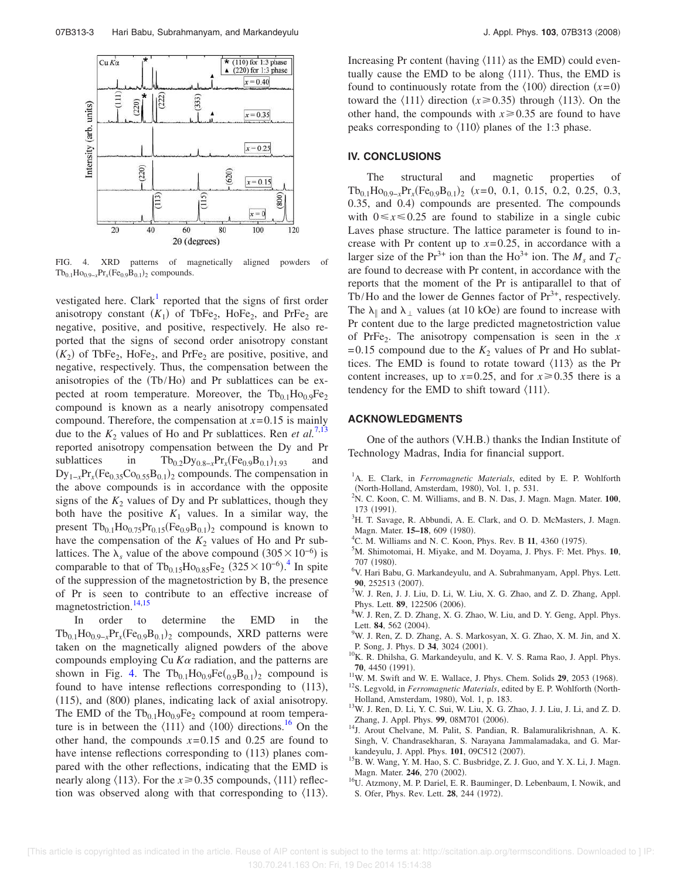Cu Kα

★ (110) for 1:3 phase
▲ (220) for 1:3 phase

x = 0.40

x = 0.35

x = 0.25

x = 0.15

x = 0

(111) (220) (222) (333)

(220) (620)

(113) (115) (800)

Intensity (arb. units)

20 40 60 80 100 120

2θ (degrees)

FIG. 4. XRD patterns of magnetically aligned powders of $Tb_{0.1}Ho_{0.9-x}Pr_x(Fe_{0.9}B_{0.1})_2$ compounds.

vestigated here. Clark[1] reported that the signs of first order anisotropy constant ($K_1$) of $TbFe_2$, $HoFe_2$, and $PrFe_2$ are negative, positive, and positive, respectively. He also reported that the signs of second order anisotropy constant ($K_2$) of $TbFe_2$, $HoFe_2$, and $PrFe_2$ are positive, positive, and negative, respectively. Thus, the compensation between the anisotropies of the (Tb/Ho) and Pr sublattices can be expected at room temperature. Moreover, the $Tb_{0.1}Ho_{0.9}Fe_2$ compound is known as a nearly anisotropy compensated compound. Therefore, the compensation at $x=0.15$ is mainly due to the $K_2$ values of Ho and Pr sublattices. Ren *et al.*[7,13] reported anisotropy compensation between the Dy and Pr sublattices in $Tb_{0.2}Dy_{0.8-x}Pr_x(Fe_{0.9}B_{0.1})_{1.93}$ and $Dy_{1-x}Pr_x(Fe_{0.35}Co_{0.55}B_{0.1})_2$ compounds. The compensation in the above compounds is in accordance with the opposite signs of the $K_2$ values of Dy and Pr sublattices, though they both have the positive $K_1$ values. In a similar way, the present $Tb_{0.1}Ho_{0.75}Pr_{0.15}(Fe_{0.9}B_{0.1})_2$ compound is known to have the compensation of the $K_2$ values of Ho and Pr sublattices. The $\lambda_s$ value of the above compound ($305\times10^{-6}$) is comparable to that of $Tb_{0.15}Ho_{0.85}Fe_2$ ($325\times10^{-6}$).[4] In spite of the suppression of the magnetostriction by B, the presence of Pr is seen to contribute to an effective increase of magnetostriction.[14,15]

In order to determine the EMD in the $Tb_{0.1}Ho_{0.9-x}Pr_x(Fe_{0.9}B_{0.1})_2$ compounds, XRD patterns were taken on the magnetically aligned powders of the above compounds employing Cu *Kα* radiation, and the patterns are shown in Fig. 4. The $Tb_{0.1}Ho_{0.9}Fe(_{0.9}B_{0.1})_2$ compound is found to have intense reflections corresponding to (113), (115), and (800) planes, indicating lack of axial anisotropy. The EMD of the $Tb_{0.1}Ho_{0.9}Fe_2$ compound at room temperature is in between the ⟨111⟩ and ⟨100⟩ directions.[16] On the other hand, the compounds $x=0.15$ and 0.25 are found to have intense reflections corresponding to (113) planes compared with the other reflections, indicating that the EMD is nearly along ⟨113⟩. For the $x\geq0.35$ compounds, ⟨111⟩ reflection was observed along with that corresponding to ⟨113⟩. Increasing Pr content (having ⟨111⟩ as the EMD) could eventually cause the EMD to be along ⟨111⟩. Thus, the EMD is found to continuously rotate from the ⟨100⟩ direction ($x=0$) toward the ⟨111⟩ direction ($x\geq0.35$) through ⟨113⟩. On the other hand, the compounds with $x\geq0.35$ are found to have peaks corresponding to ⟨110⟩ planes of the 1:3 phase.

## IV. CONCLUSIONS

The structural and magnetic properties of $Tb_{0.1}Ho_{0.9-x}Pr_x(Fe_{0.9}B_{0.1})_2$ ($x=0$, 0.1, 0.15, 0.2, 0.25, 0.3, 0.35, and 0.4) compounds are presented. The compounds with $0\leq x\leq0.25$ are found to stabilize in a single cubic Laves phase structure. The lattice parameter is found to increase with Pr content up to $x=0.25$, in accordance with a larger size of the $Pr^{3+}$ ion than the $Ho^{3+}$ ion. The $M_s$ and $T_C$ are found to decrease with Pr content, in accordance with the reports that the moment of the Pr is antiparallel to that of Tb/Ho and the lower de Gennes factor of $Pr^{3+}$, respectively. The $\lambda_\parallel$ and $\lambda_\perp$ values (at 10 kOe) are found to increase with Pr content due to the large predicted magnetostriction value of $PrFe_2$. The anisotropy compensation is seen in the $x=0.15$ compound due to the $K_2$ values of Pr and Ho sublattices. The EMD is found to rotate toward ⟨113⟩ as the Pr content increases, up to $x=0.25$, and for $x\geq0.35$ there is a tendency for the EMD to shift toward ⟨111⟩.

## ACKNOWLEDGMENTS

One of the authors (V.H.B.) thanks the Indian Institute of Technology Madras, India for financial support.

[1] A. E. Clark, in *Ferromagnetic Materials*, edited by E. P. Wohlforth (North-Holland, Amsterdam, 1980), Vol. 1, p. 531.
[2] N. C. Koon, C. M. Williams, and B. N. Das, J. Magn. Magn. Mater. **100**, 173 (1991).
[3] H. T. Savage, R. Abbundi, A. E. Clark, and O. D. McMasters, J. Magn. Magn. Mater. **15–18**, 609 (1980).
[4] C. M. Williams and N. C. Koon, Phys. Rev. B **11**, 4360 (1975).
[5] M. Shimotomai, H. Miyake, and M. Doyama, J. Phys. F: Met. Phys. **10**, 707 (1980).
[6] V. Hari Babu, G. Markandeyulu, and A. Subrahmanyam, Appl. Phys. Lett. **90**, 252513 (2007).
[7] W. J. Ren, J. J. Liu, D. Li, W. Liu, X. G. Zhao, and Z. D. Zhang, Appl. Phys. Lett. **89**, 122506 (2006).
[8] W. J. Ren, Z. D. Zhang, X. G. Zhao, W. Liu, and D. Y. Geng, Appl. Phys. Lett. **84**, 562 (2004).
[9] W. J. Ren, Z. D. Zhang, A. S. Markosyan, X. G. Zhao, X. M. Jin, and X. P. Song, J. Phys. D **34**, 3024 (2001).
[10] K. R. Dhilsha, G. Markandeyulu, and K. V. S. Rama Rao, J. Appl. Phys. **70**, 4450 (1991).
[11] W. M. Swift and W. E. Wallace, J. Phys. Chem. Solids **29**, 2053 (1968).
[12] S. Legvold, in *Ferromagnetic Materials*, edited by E. P. Wohlforth (North-Holland, Amsterdam, 1980), Vol. 1, p. 183.
[13] W. J. Ren, D. Li, Y. C. Sui, W. Liu, X. G. Zhao, J. J. Liu, J. Li, and Z. D. Zhang, J. Appl. Phys. **99**, 08M701 (2006).
[14] J. Arout Chelvane, M. Palit, S. Pandian, R. Balamuralikrishnan, A. K. Singh, V. Chandrasekharan, S. Narayana Jammalamadaka, and G. Markandeyulu, J. Appl. Phys. **101**, 09C512 (2007).
[15] B. W. Wang, Y. M. Hao, S. C. Busbridge, Z. J. Guo, and Y. X. Li, J. Magn. Magn. Mater. **246**, 270 (2002).
[16] U. Atzmony, M. P. Dariel, E. R. Bauminger, D. Lebenbaum, I. Nowik, and S. Ofer, Phys. Rev. Lett. **28**, 244 (1972).